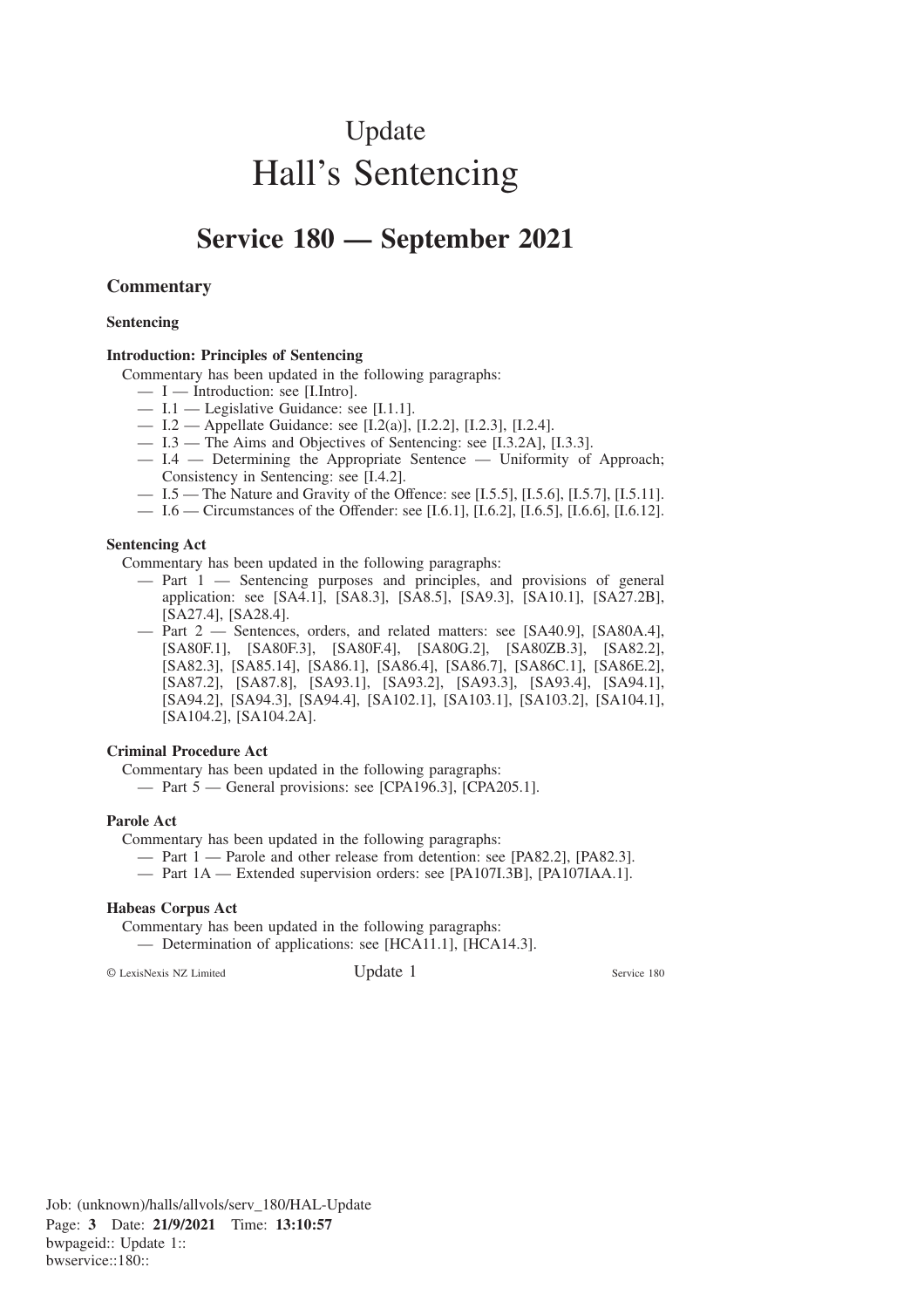# Update

# Hall's Sentencing

## Service 180 — September 2021

### Commentary

**Sentencing**

**Introduction: Principles of Sentencing**

Commentary has been updated in the following paragraphs:

- I — Introduction: see [I.Intro].
- I.1 — Legislative Guidance: see [I.1.1].
- I.2 — Appellate Guidance: see [I.2(a)], [I.2.2], [I.2.3], [I.2.4].
- I.3 — The Aims and Objectives of Sentencing: see [I.3.2A], [I.3.3].
- I.4 — Determining the Appropriate Sentence — Uniformity of Approach; Consistency in Sentencing: see [I.4.2].
- I.5 — The Nature and Gravity of the Offence: see [I.5.5], [I.5.6], [I.5.7], [I.5.11].
- I.6 — Circumstances of the Offender: see [I.6.1], [I.6.2], [I.6.5], [I.6.6], [I.6.12].

**Sentencing Act**

Commentary has been updated in the following paragraphs:

- Part 1 — Sentencing purposes and principles, and provisions of general application: see [SA4.1], [SA8.3], [SA8.5], [SA9.3], [SA10.1], [SA27.2B], [SA27.4], [SA28.4].
- Part 2 — Sentences, orders, and related matters: see [SA40.9], [SA80A.4], [SA80F.1], [SA80F.3], [SA80F.4], [SA80G.2], [SA80ZB.3], [SA82.2], [SA82.3], [SA85.14], [SA86.1], [SA86.4], [SA86.7], [SA86C.1], [SA86E.2], [SA87.2], [SA87.8], [SA93.1], [SA93.2], [SA93.3], [SA93.4], [SA94.1], [SA94.2], [SA94.3], [SA94.4], [SA102.1], [SA103.1], [SA103.2], [SA104.1], [SA104.2], [SA104.2A].

**Criminal Procedure Act**

Commentary has been updated in the following paragraphs:

- Part 5 — General provisions: see [CPA196.3], [CPA205.1].

**Parole Act**

Commentary has been updated in the following paragraphs:

- Part 1 — Parole and other release from detention: see [PA82.2], [PA82.3].
- Part 1A — Extended supervision orders: see [PA107I.3B], [PA107IAA.1].

**Habeas Corpus Act**

Commentary has been updated in the following paragraphs:

- Determination of applications: see [HCA11.1], [HCA14.3].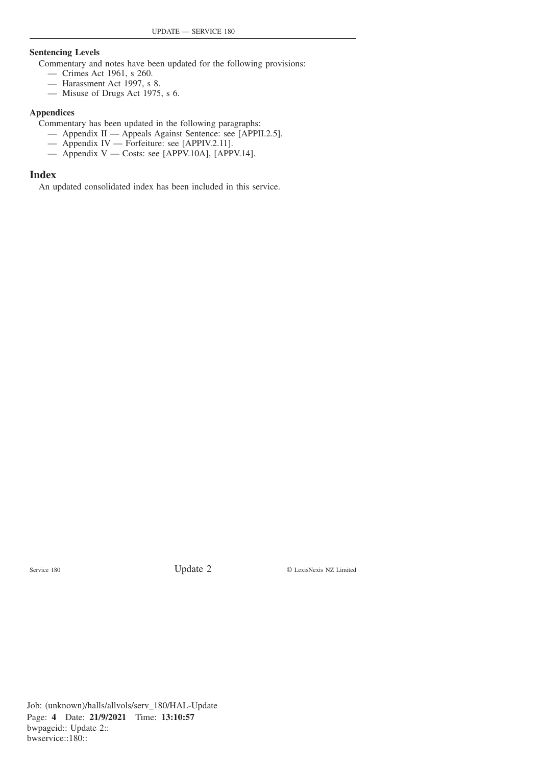### Sentencing Levels

Commentary and notes have been updated for the following provisions:

- — Crimes Act 1961, s 260.
- — Harassment Act 1997, s 8.
- — Misuse of Drugs Act 1975, s 6.

### Appendices

Commentary has been updated in the following paragraphs:

- — Appendix II — Appeals Against Sentence: see [APPII.2.5].
- — Appendix IV — Forfeiture: see [APPIV.2.11].
- — Appendix V — Costs: see [APPV.10A], [APPV.14].

## Index

An updated consolidated index has been included in this service.